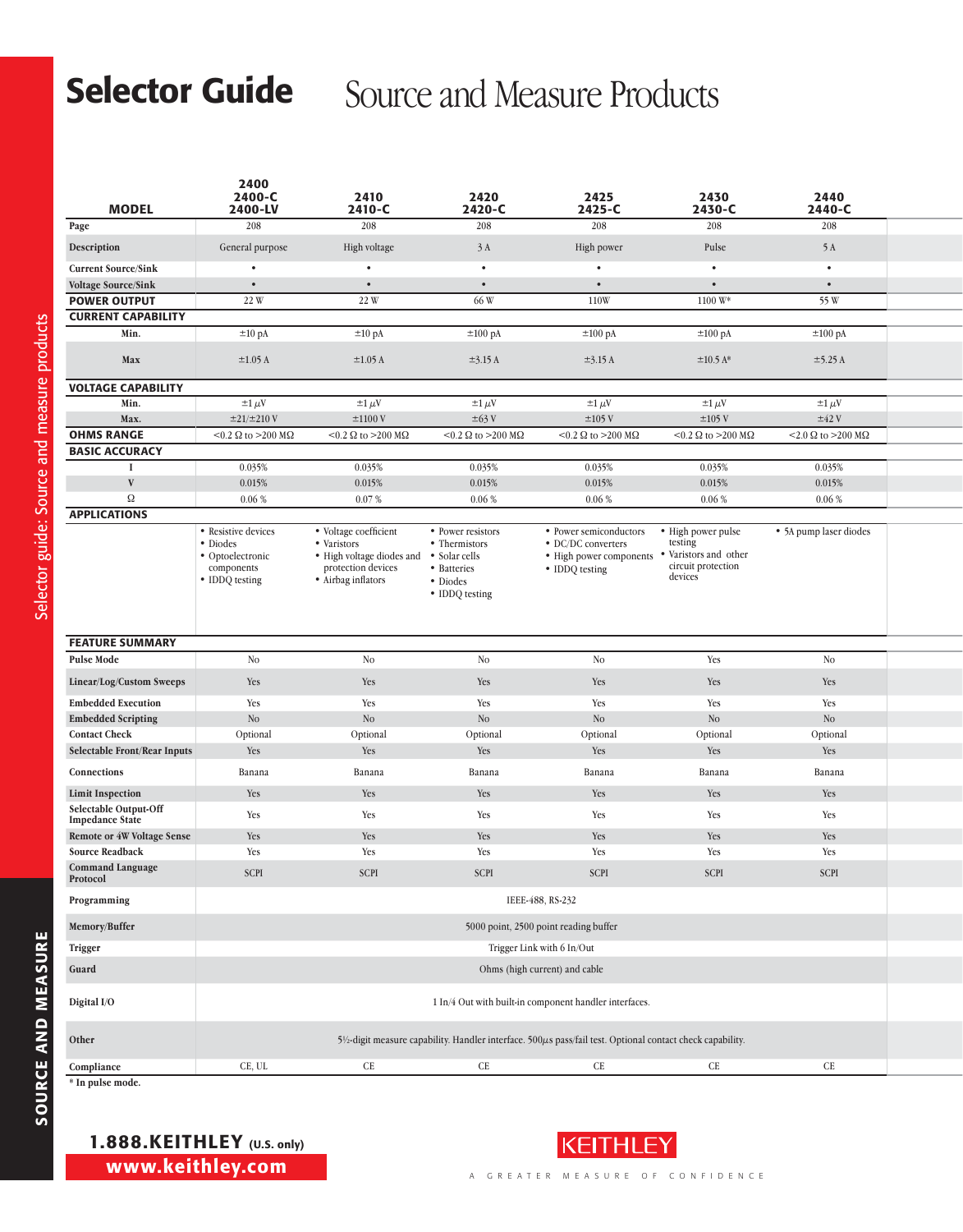# Selector Guide Source and Measure Products

| MODEL | 2400 2400-C 2400-LV | 2410 2410-C | 2420 2420-C | 2425 2425-C | 2430 2430-C | 2440 2440-C |
|---|---|---|---|---|---|---|
| Page | 208 | 208 | 208 | 208 | 208 | 208 |
| Description | General purpose | High voltage | 3 A | High power | Pulse | 5 A |
| Current Source/Sink | • | • | • | • | • | • |
| Voltage Source/Sink | • | • | • | • | • | • |
| **POWER OUTPUT** | 22 W | 22 W | 66 W | 110W | 1100 W* | 55 W |
| **CURRENT CAPABILITY** | | | | | | |
| Min. | ±10 pA | ±10 pA | ±100 pA | ±100 pA | ±100 pA | ±100 pA |
| Max | ±1.05 A | ±1.05 A | ±3.15 A | ±3.15 A | ±10.5 A* | ±5.25 A |
| **VOLTAGE CAPABILITY** | | | | | | |
| Min. | ±1 µV | ±1 µV | ±1 µV | ±1 µV | ±1 µV | ±1 µV |
| Max. | ±21/±210 V | ±1100 V | ±63 V | ±105 V | ±105 V | ±42 V |
| **OHMS RANGE** | <0.2 Ω to >200 MΩ | <0.2 Ω to >200 MΩ | <0.2 Ω to >200 MΩ | <0.2 Ω to >200 MΩ | <0.2 Ω to >200 MΩ | <2.0 Ω to >200 MΩ |
| **BASIC ACCURACY** | | | | | | |
| I | 0.035% | 0.035% | 0.035% | 0.035% | 0.035% | 0.035% |
| V | 0.015% | 0.015% | 0.015% | 0.015% | 0.015% | 0.015% |
| Ω | 0.06 % | 0.07 % | 0.06 % | 0.06 % | 0.06 % | 0.06 % |
| **APPLICATIONS** | • Resistive devices<br>• Diodes<br>• Optoelectronic components<br>• IDDQ testing | • Voltage coefficient<br>• Varistors<br>• High voltage diodes and protection devices<br>• Airbag inflators | • Power resistors<br>• Thermistors<br>• Solar cells<br>• Batteries<br>• Diodes<br>• IDDQ testing | • Power semiconductors<br>• DC/DC converters<br>• High power components<br>• IDDQ testing | • High power pulse testing<br>• Varistors and other circuit protection devices | • 5A pump laser diodes |
| **FEATURE SUMMARY** | | | | | | |
| Pulse Mode | No | No | No | No | Yes | No |
| Linear/Log/Custom Sweeps | Yes | Yes | Yes | Yes | Yes | Yes |
| Embedded Execution | Yes | Yes | Yes | Yes | Yes | Yes |
| Embedded Scripting | No | No | No | No | No | No |
| Contact Check | Optional | Optional | Optional | Optional | Optional | Optional |
| Selectable Front/Rear Inputs | Yes | Yes | Yes | Yes | Yes | Yes |
| Connections | Banana | Banana | Banana | Banana | Banana | Banana |
| Limit Inspection | Yes | Yes | Yes | Yes | Yes | Yes |
| Selectable Output-Off Impedance State | Yes | Yes | Yes | Yes | Yes | Yes |
| Remote or 4W Voltage Sense | Yes | Yes | Yes | Yes | Yes | Yes |
| Source Readback | Yes | Yes | Yes | Yes | Yes | Yes |
| Command Language Protocol | SCPI | SCPI | SCPI | SCPI | SCPI | SCPI |
| Programming | IEEE-488, RS-232 | | | | | |
| Memory/Buffer | 5000 point, 2500 point reading buffer | | | | | |
| Trigger | Trigger Link with 6 In/Out | | | | | |
| Guard | Ohms (high current) and cable | | | | | |
| Digital I/O | 1 In/4 Out with built-in component handler interfaces. | | | | | |
| Other | 5½-digit measure capability. Handler interface. 500µs pass/fail test. Optional contact check capability. | | | | | |
| Compliance | CE, UL | CE | CE | CE | CE | CE |

\* In pulse mode.

**1.888.KEITHLEY** (U.S. only)
**www.keithley.com**

KEITHLEY
A GREATER MEASURE OF CONFIDENCE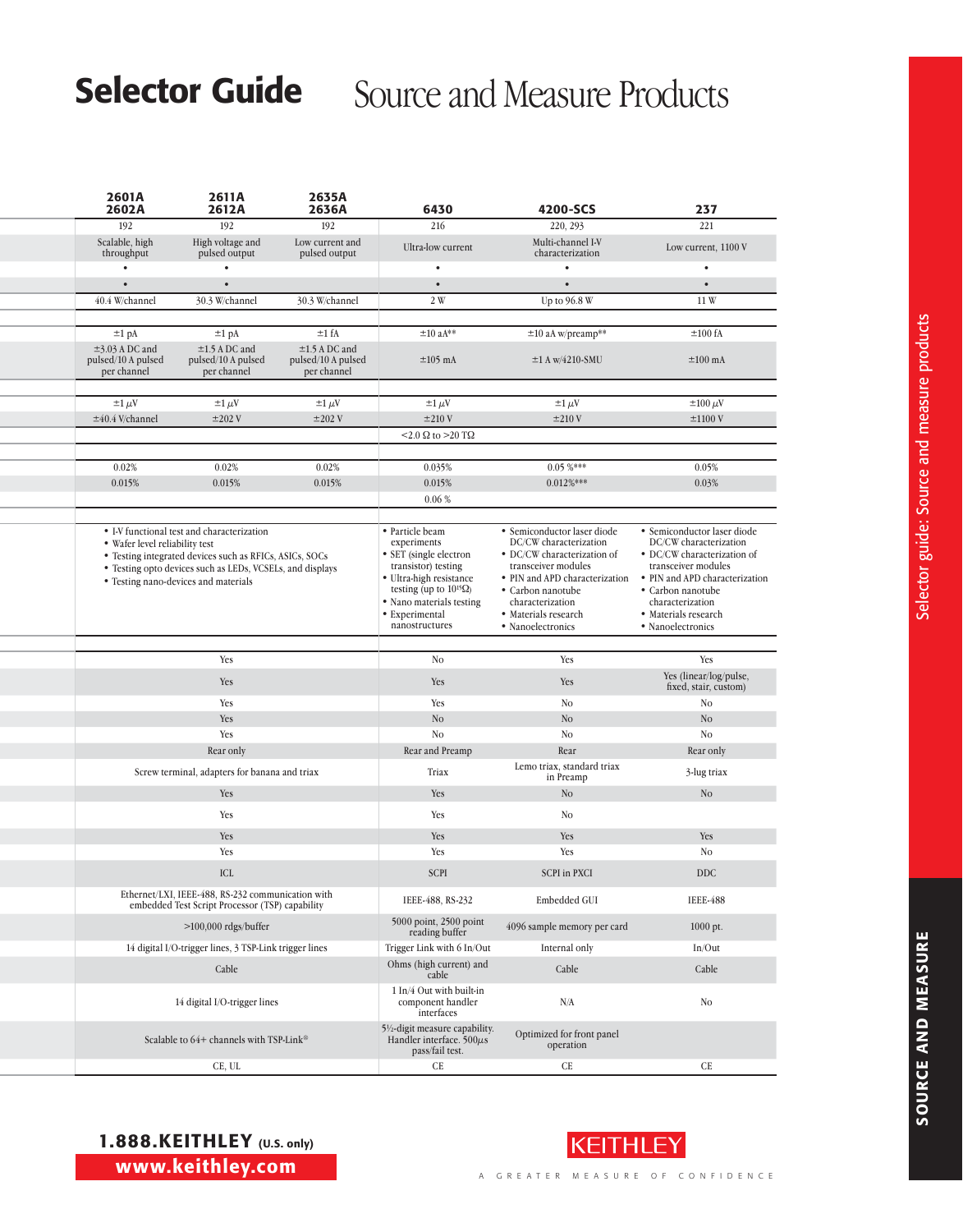# Selector Guide Source and Measure Products

| 2601A 2602A | 2611A 2612A | 2635A 2636A | 6430 | 4200-SCS | 237 |
|---|---|---|---|---|---|
| 192 | 192 | 192 | 216 | 220, 293 | 221 |
| Scalable, high throughput | High voltage and pulsed output | Low current and pulsed output | Ultra-low current | Multi-channel I-V characterization | Low current, 1100 V |
| • | • | | • | • | • |
| • | • | | • | • | • |
| 40.4 W/channel | 30.3 W/channel | 30.3 W/channel | 2 W | Up to 96.8 W | 11 W |
| | | | | | |
| ±1 pA | ±1 pA | ±1 fA | ±10 aA** | ±10 aA w/preamp** | ±100 fA |
| ±3.03 A DC and pulsed/10 A pulsed per channel | ±1.5 A DC and pulsed/10 A pulsed per channel | ±1.5 A DC and pulsed/10 A pulsed per channel | ±105 mA | ±1 A w/4210-SMU | ±100 mA |
| | | | | | |
| ±1 µV | ±1 µV | ±1 µV | ±1 µV | ±1 µV | ±100 µV |
| ±40.4 V/channel | ±202 V | ±202 V | ±210 V | ±210 V | ±1100 V |
| | | | <2.0 Ω to >20 TΩ | | |
| | | | | | |
| 0.02% | 0.02% | 0.02% | 0.035% | 0.05 %*** | 0.05% |
| 0.015% | 0.015% | 0.015% | 0.015% | 0.012%*** | 0.03% |
| | | | 0.06 % | | |
| | | | | | |
| • I-V functional test and characterization • Wafer level reliability test • Testing integrated devices such as RFICs, ASICs, SOCs • Testing opto devices such as LEDs, VCSELs, and displays • Testing nano-devices and materials | | | • Particle beam experiments • SET (single electron transistor) testing • Ultra-high resistance testing (up to $10^{15}\Omega$) • Nano materials testing • Experimental nanostructures | • Semiconductor laser diode DC/CW characterization • DC/CW characterization of transceiver modules • PIN and APD characterization • Carbon nanotube characterization • Materials research • Nanoelectronics | • Semiconductor laser diode DC/CW characterization • DC/CW characterization of transceiver modules • PIN and APD characterization • Carbon nanotube characterization • Materials research • Nanoelectronics |
| | | | | | |
| Yes | | | No | Yes | Yes |
| Yes | | | Yes | Yes | Yes (linear/log/pulse, fixed, stair, custom) |
| Yes | | | Yes | No | No |
| Yes | | | No | No | No |
| Yes | | | No | No | No |
| Rear only | | | Rear and Preamp | Rear | Rear only |
| Screw terminal, adapters for banana and triax | | | Triax | Lemo triax, standard triax in Preamp | 3-lug triax |
| Yes | | | Yes | No | No |
| Yes | | | Yes | No | |
| Yes | | | Yes | Yes | Yes |
| Yes | | | Yes | Yes | No |
| ICL | | | SCPI | SCPI in PXCI | DDC |
| Ethernet/LXI, IEEE-488, RS-232 communication with embedded Test Script Processor (TSP) capability | | | IEEE-488, RS-232 | Embedded GUI | IEEE-488 |
| >100,000 rdgs/buffer | | | 5000 point, 2500 point reading buffer | 4096 sample memory per card | 1000 pt. |
| 14 digital I/O-trigger lines, 3 TSP-Link trigger lines | | | Trigger Link with 6 In/Out | Internal only | In/Out |
| Cable | | | Ohms (high current) and cable | Cable | Cable |
| 14 digital I/O-trigger lines | | | 1 In/4 Out with built-in component handler interfaces | N/A | No |
| Scalable to 64+ channels with TSP-Link® | | | 5½-digit measure capability. Handler interface. 500µs pass/fail test. | Optimized for front panel operation | |
| CE, UL | | | CE | CE | CE |

Selector guide: Source and measure products

SOURCE AND MEASURE

1.888.KEITHLEY (U.S. only)

www.keithley.com

KEITHLEY

A GREATER MEASURE OF CONFIDENCE